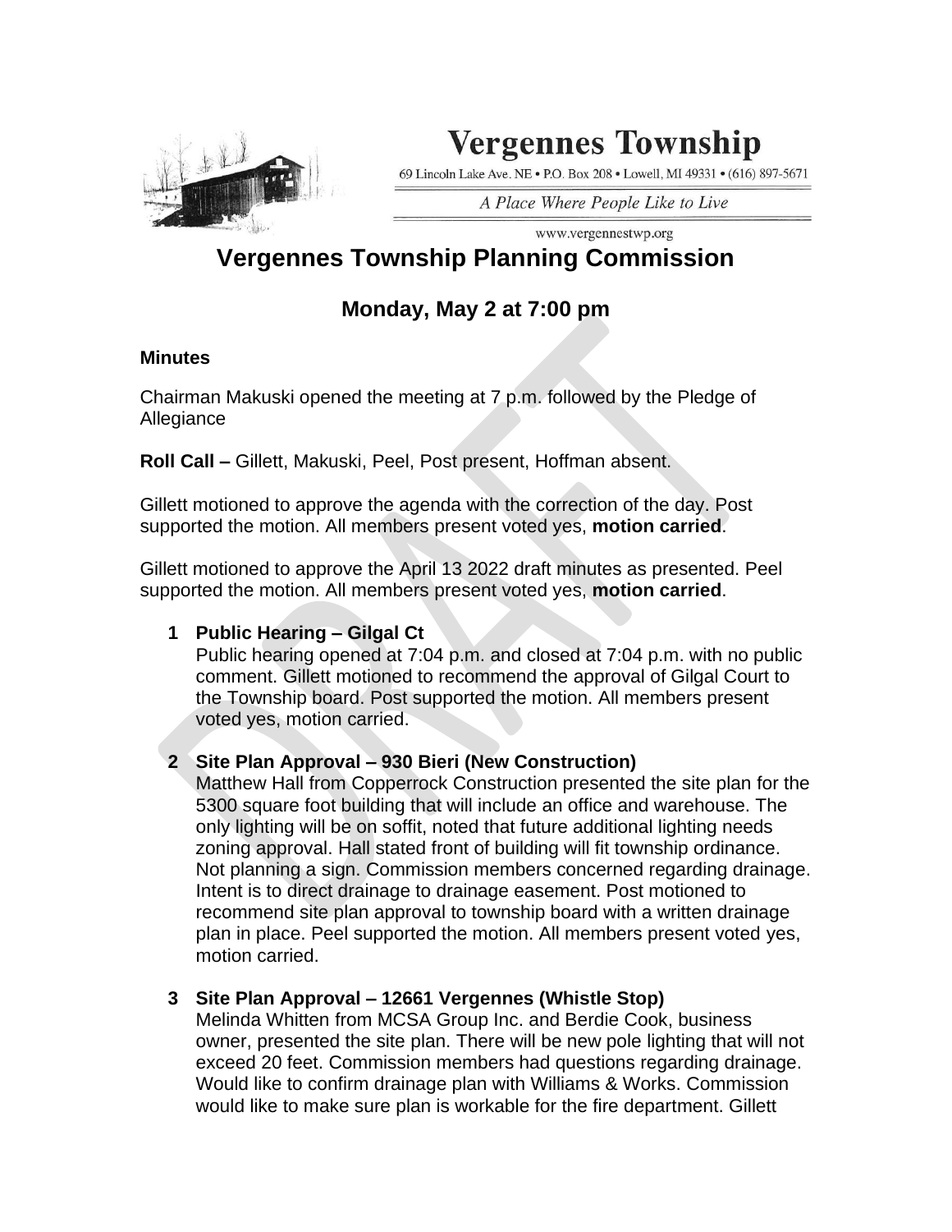# Vergennes Township

69 Lincoln Lake Ave. NE • P.O. Box 208 • Lowell, MI 49331 • (616) 897-5671

*A Place Where People Like to Live*

www.vergennestwp.org

## Vergennes Township Planning Commission

### Monday, May 2 at 7:00 pm

**Minutes**

Chairman Makuski opened the meeting at 7 p.m. followed by the Pledge of Allegiance

**Roll Call –** Gillett, Makuski, Peel, Post present, Hoffman absent.

Gillett motioned to approve the agenda with the correction of the day. Post supported the motion. All members present voted yes, **motion carried**.

Gillett motioned to approve the April 13 2022 draft minutes as presented. Peel supported the motion. All members present voted yes, **motion carried**.

1. **Public Hearing – Gilgal Ct**
   Public hearing opened at 7:04 p.m. and closed at 7:04 p.m. with no public comment. Gillett motioned to recommend the approval of Gilgal Court to the Township board. Post supported the motion. All members present voted yes, motion carried.

2. **Site Plan Approval – 930 Bieri (New Construction)**
   Matthew Hall from Copperrock Construction presented the site plan for the 5300 square foot building that will include an office and warehouse. The only lighting will be on soffit, noted that future additional lighting needs zoning approval. Hall stated front of building will fit township ordinance. Not planning a sign. Commission members concerned regarding drainage. Intent is to direct drainage to drainage easement. Post motioned to recommend site plan approval to township board with a written drainage plan in place. Peel supported the motion. All members present voted yes, motion carried.

3. **Site Plan Approval – 12661 Vergennes (Whistle Stop)**
   Melinda Whitten from MCSA Group Inc. and Berdie Cook, business owner, presented the site plan. There will be new pole lighting that will not exceed 20 feet. Commission members had questions regarding drainage. Would like to confirm drainage plan with Williams & Works. Commission would like to make sure plan is workable for the fire department. Gillett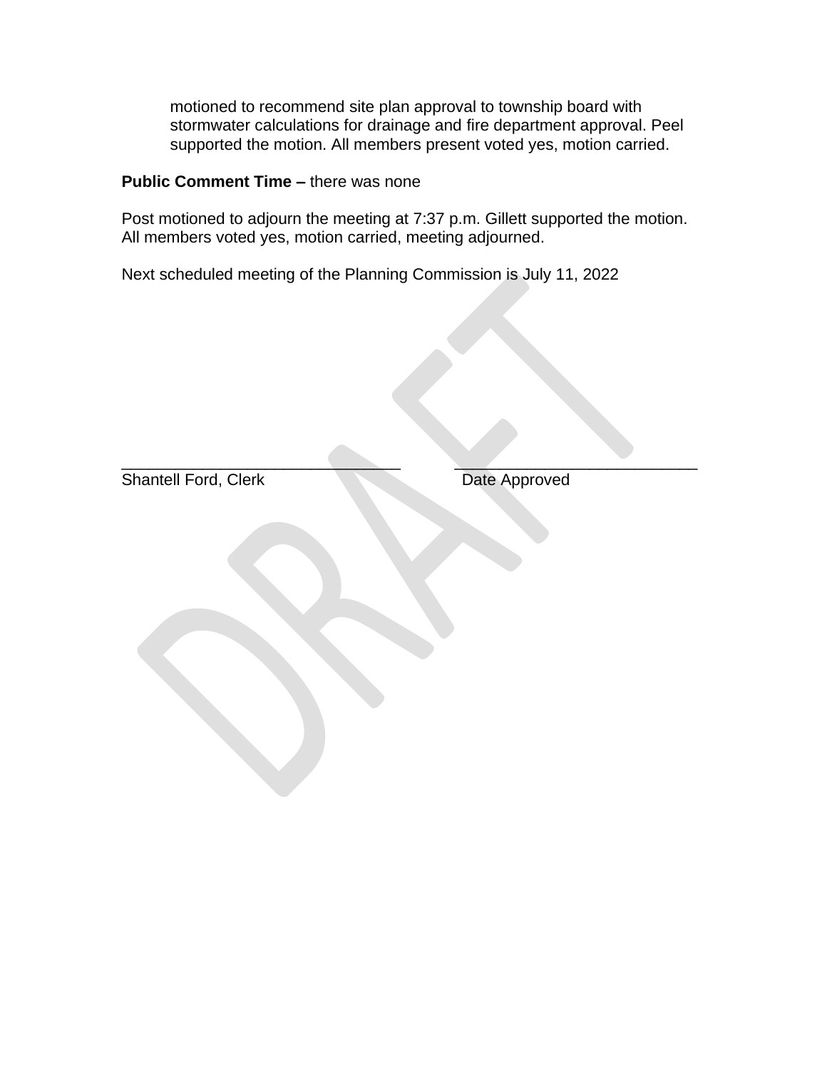motioned to recommend site plan approval to township board with stormwater calculations for drainage and fire department approval. Peel supported the motion. All members present voted yes, motion carried.

**Public Comment Time –** there was none

Post motioned to adjourn the meeting at 7:37 p.m. Gillett supported the motion. All members voted yes, motion carried, meeting adjourned.

Next scheduled meeting of the Planning Commission is July 11, 2022

DRAFT

_______________________________ _____________________________

Shantell Ford, Clerk Date Approved